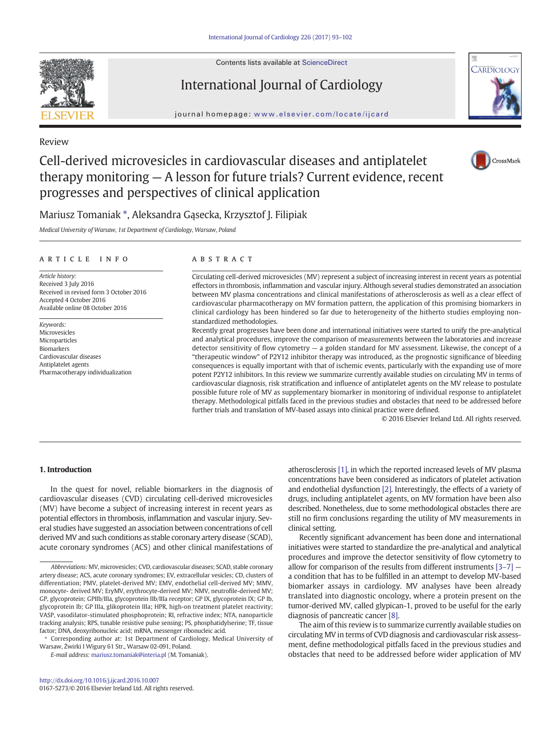Review

# Cell-derived microvesicles in cardiovascular diseases and antiplatelet therapy monitoring — A lesson for future trials? Current evidence, recent progresses and perspectives of clinical application

Mariusz Tomaniak *, Aleksandra Gąsecka, Krzysztof J. Filipiak

*Medical University of Warsaw, 1st Department of Cardiology, Warsaw, Poland*

## ARTICLE INFO

*Article history:*
Received 3 July 2016
Received in revised form 3 October 2016
Accepted 4 October 2016
Available online 08 October 2016

*Keywords:*
Microvesicles
Microparticles
Biomarkers
Cardiovascular diseases
Antiplatelet agents
Pharmacotherapy individualization

## ABSTRACT

Circulating cell-derived microvesicles (MV) represent a subject of increasing interest in recent years as potential effectors in thrombosis, inflammation and vascular injury. Although several studies demonstrated an association between MV plasma concentrations and clinical manifestations of atherosclerosis as well as a clear effect of cardiovascular pharmacotherapy on MV formation pattern, the application of this promising biomarkers in clinical cardiology has been hindered so far due to heterogeneity of the hitherto studies employing non-standardized methodologies.

Recently great progresses have been done and international initiatives were started to unify the pre-analytical and analytical procedures, improve the comparison of measurements between the laboratories and increase detector sensitivity of flow cytometry — a golden standard for MV assessment. Likewise, the concept of a "therapeutic window" of P2Y12 inhibitor therapy was introduced, as the prognostic significance of bleeding consequences is equally important with that of ischemic events, particularly with the expanding use of more potent P2Y12 inhibitors. In this review we summarize currently available studies on circulating MV in terms of cardiovascular diagnosis, risk stratification and influence of antiplatelet agents on the MV release to postulate possible future role of MV as supplementary biomarker in monitoring of individual response to antiplatelet therapy. Methodological pitfalls faced in the previous studies and obstacles that need to be addressed before further trials and translation of MV-based assays into clinical practice were defined.

© 2016 Elsevier Ireland Ltd. All rights reserved.

## 1. Introduction

In the quest for novel, reliable biomarkers in the diagnosis of cardiovascular diseases (CVD) circulating cell-derived microvesicles (MV) have become a subject of increasing interest in recent years as potential effectors in thrombosis, inflammation and vascular injury. Several studies have suggested an association between concentrations of cell derived MV and such conditions as stable coronary artery disease (SCAD), acute coronary syndromes (ACS) and other clinical manifestations of atherosclerosis [1], in which the reported increased levels of MV plasma concentrations have been considered as indicators of platelet activation and endothelial dysfunction [2]. Interestingly, the effects of a variety of drugs, including antiplatelet agents, on MV formation have been also described. Nonetheless, due to some methodological obstacles there are still no firm conclusions regarding the utility of MV measurements in clinical setting.

Recently significant advancement has been done and international initiatives were started to standardize the pre-analytical and analytical procedures and improve the detector sensitivity of flow cytometry to allow for comparison of the results from different instruments [3–7] — a condition that has to be fulfilled in an attempt to develop MV-based biomarker assays in cardiology. MV analyses have been already translated into diagnostic oncology, where a protein present on the tumor-derived MV, called glypican-1, proved to be useful for the early diagnosis of pancreatic cancer [8].

The aim of this review is to summarize currently available studies on circulating MV in terms of CVD diagnosis and cardiovascular risk assessment, define methodological pitfalls faced in the previous studies and obstacles that need to be addressed before wider application of MV

*Abbreviations:* MV, microvesicles; CVD, cardiovascular diseases; SCAD, stable coronary artery disease; ACS, acute coronary syndromes; EV, extracellular vesicles; CD, clusters of differentiation; PMV, platelet-derived MV; EMV, endothelial cell-derived MV; MMV, monocyte- derived MV; EryMV, erythrocyte-derived MV; NMV, neutrofile-derived MV; GP, glycoprotein; GPIIb/IIIa, glycoprotein IIb/IIIa receptor; GP IX, glycoprotein IX; GP Ib, glycoprotein Ib; GP IIIa, glikoprotein IIIa; HPR, high-on treatment platelet reactivity; VASP, vasodilator-stimulated phosphoprotein; RI, refractive index; NTA, nanoparticle tracking analysis; RPS, tunable resistive pulse sensing; PS, phosphatidylserine; TF, tissue factor; DNA, deoxyribonucleic acid; mRNA, messenger ribonucleic acid.

* Corresponding author at: 1st Department of Cardiology, Medical University of Warsaw, Żwirki I Wigury 61 Str., Warsaw 02-091, Poland.

*E-mail address:* mariusz.tomaniak@interia.pl (M. Tomaniak).

http://dx.doi.org/10.1016/j.ijcard.2016.10.007
0167-5273/© 2016 Elsevier Ireland Ltd. All rights reserved.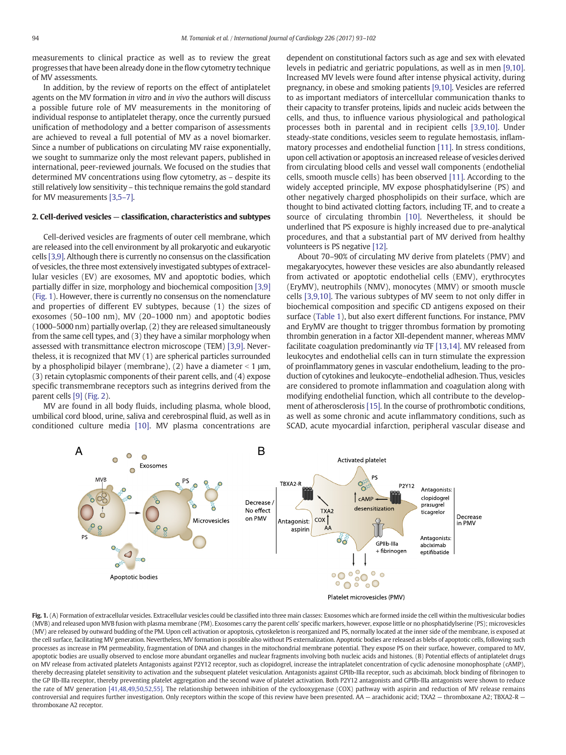measurements to clinical practice as well as to review the great progresses that have been already done in the flow cytometry technique of MV assessments.

In addition, by the review of reports on the effect of antiplatelet agents on the MV formation *in vitro* and *in vivo* the authors will discuss a possible future role of MV measurements in the monitoring of individual response to antiplatelet therapy, once the currently pursued unification of methodology and a better comparison of assessments are achieved to reveal a full potential of MV as a novel biomarker. Since a number of publications on circulating MV raise exponentially, we sought to summarize only the most relevant papers, published in international, peer-reviewed journals. We focused on the studies that determined MV concentrations using flow cytometry, as – despite its still relatively low sensitivity – this technique remains the gold standard for MV measurements [3,5–7].

## 2. Cell-derived vesicles — classification, characteristics and subtypes

Cell-derived vesicles are fragments of outer cell membrane, which are released into the cell environment by all prokaryotic and eukaryotic cells [3,9]. Although there is currently no consensus on the classification of vesicles, the three most extensively investigated subtypes of extracellular vesicles (EV) are exosomes, MV and apoptotic bodies, which partially differ in size, morphology and biochemical composition [3,9] (Fig. 1). However, there is currently no consensus on the nomenclature and properties of different EV subtypes, because (1) the sizes of exosomes (50–100 nm), MV (20–1000 nm) and apoptotic bodies (1000–5000 nm) partially overlap, (2) they are released simultaneously from the same cell types, and (3) they have a similar morphology when assessed with transmittance electron microscope (TEM) [3,9]. Nevertheless, it is recognized that MV (1) are spherical particles surrounded by a phospholipid bilayer (membrane), (2) have a diameter < 1 μm, (3) retain cytoplasmic components of their parent cells, and (4) expose specific transmembrane receptors such as integrins derived from the parent cells [9] (Fig. 2).

MV are found in all body fluids, including plasma, whole blood, umbilical cord blood, urine, saliva and cerebrospinal fluid, as well as in conditioned culture media [10]. MV plasma concentrations are dependent on constitutional factors such as age and sex with elevated levels in pediatric and geriatric populations, as well as in men [9,10]. Increased MV levels were found after intense physical activity, during pregnancy, in obese and smoking patients [9,10]. Vesicles are referred to as important mediators of intercellular communication thanks to their capacity to transfer proteins, lipids and nucleic acids between the cells, and thus, to influence various physiological and pathological processes both in parental and in recipient cells [3,9,10]. Under steady-state conditions, vesicles seem to regulate hemostasis, inflammatory processes and endothelial function [11]. In stress conditions, upon cell activation or apoptosis an increased release of vesicles derived from circulating blood cells and vessel wall components (endothelial cells, smooth muscle cells) has been observed [11]. According to the widely accepted principle, MV expose phosphatidylserine (PS) and other negatively charged phospholipids on their surface, which are thought to bind activated clotting factors, including TF, and to create a source of circulating thrombin [10]. Nevertheless, it should be underlined that PS exposure is highly increased due to pre-analytical procedures, and that a substantial part of MV derived from healthy volunteers is PS negative [12].

About 70–90% of circulating MV derive from platelets (PMV) and megakaryocytes, however these vesicles are also abundantly released from activated or apoptotic endothelial cells (EMV), erythrocytes (EryMV), neutrophils (NMV), monocytes (MMV) or smooth muscle cells [3,9,10]. The various subtypes of MV seem to not only differ in biochemical composition and specific CD antigens exposed on their surface (Table 1), but also exert different functions. For instance, PMV and EryMV are thought to trigger thrombus formation by promoting thrombin generation in a factor XII-dependent manner, whereas MMV facilitate coagulation predominantly *via* TF [13,14]. MV released from leukocytes and endothelial cells can in turn stimulate the expression of proinflammatory genes in vascular endothelium, leading to the production of cytokines and leukocyte–endothelial adhesion. Thus, vesicles are considered to promote inflammation and coagulation along with modifying endothelial function, which all contribute to the development of atherosclerosis [15]. In the course of prothrombotic conditions, as well as some chronic and acute inflammatory conditions, such as SCAD, acute myocardial infarction, peripheral vascular disease and

**Fig. 1.** (A) Formation of extracellular vesicles. Extracellular vesicles could be classified into three main classes: Exosomes which are formed inside the cell within the multivesicular bodies (MVB) and released upon MVB fusion with plasma membrane (PM). Exosomes carry the parent cells' specific markers, however, expose little or no phosphatidylserine (PS); microvesicles (MV) are released by outward budding of the PM. Upon cell activation or apoptosis, cytoskeleton is reorganized and PS, normally located at the inner side of the membrane, is exposed at the cell surface, facilitating MV generation. Nevertheless, MV formation is possible also without PS externalization. Apoptotic bodies are released as blebs of apoptotic cells, following such processes as increase in PM permeability, fragmentation of DNA and changes in the mitochondrial membrane potential. They expose PS on their surface, however, compared to MV, apoptotic bodies are usually observed to enclose more abundant organelles and nuclear fragments involving both nucleic acids and histones. (B) Potential effects of antiplatelet drugs on MV release from activated platelets Antagonists against P2Y12 receptor, such as clopidogrel, increase the intraplatelet concentration of cyclic adenosine monophosphate (cAMP), thereby decreasing platelet sensitivity to activation and the subsequent platelet vesiculation. Antagonists against GPIIb-IIIa receptor, such as abciximab, block binding of fibrinogen to the GP IIb-IIIa receptor, thereby preventing platelet aggregation and the second wave of platelet activation. Both P2Y12 antagonists and GPIIb-IIIa antagonists were shown to reduce the rate of MV generation [41,48,49,50,52,55]. The relationship between inhibition of the cyclooxygenase (COX) pathway with aspirin and reduction of MV release remains controversial and requires further investigation. Only receptors within the scope of this review have been presented. AA — arachidonic acid; TXA2 — thromboxane A2; TBXA2-R — thromboxane A2 receptor.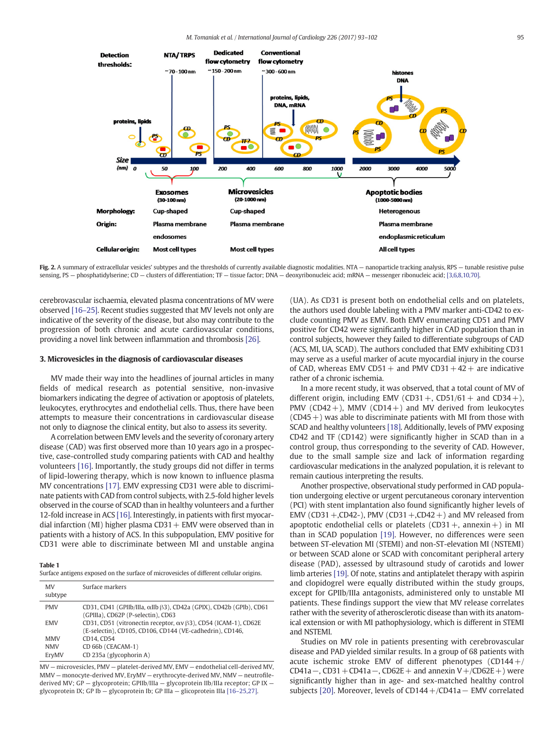Fig. 2. A summary of extracellular vesicles' subtypes and the thresholds of currently available diagnostic modalities. NTA — nanoparticle tracking analysis, RPS — tunable resistive pulse sensing, PS — phosphatidylserine; CD — clusters of differentiation; TF — tissue factor; DNA — deoxyribonucleic acid; mRNA — messenger ribonucleic acid; [3,6,8,10,70].

cerebrovascular ischaemia, elevated plasma concentrations of MV were observed [16–25]. Recent studies suggested that MV levels not only are indicative of the severity of the disease, but also may contribute to the progression of both chronic and acute cardiovascular conditions, providing a novel link between inflammation and thrombosis [26].

## 3. Microvesicles in the diagnosis of cardiovascular diseases

MV made their way into the headlines of journal articles in many fields of medical research as potential sensitive, non-invasive biomarkers indicating the degree of activation or apoptosis of platelets, leukocytes, erythrocytes and endothelial cells. Thus, there have been attempts to measure their concentrations in cardiovascular disease not only to diagnose the clinical entity, but also to assess its severity.

A correlation between EMV levels and the severity of coronary artery disease (CAD) was first observed more than 10 years ago in a prospective, case-controlled study comparing patients with CAD and healthy volunteers [16]. Importantly, the study groups did not differ in terms of lipid-lowering therapy, which is now known to influence plasma MV concentrations [17]. EMV expressing CD31 were able to discriminate patients with CAD from control subjects, with 2.5-fold higher levels observed in the course of SCAD than in healthy volunteers and a further 12-fold increase in ACS [16]. Interestingly, in patients with first myocardial infarction (MI) higher plasma CD31+ EMV were observed than in patients with a history of ACS. In this subpopulation, EMV positive for CD31 were able to discriminate between MI and unstable angina (UA). As CD31 is present both on endothelial cells and on platelets, the authors used double labeling with a PMV marker anti-CD42 to exclude counting PMV as EMV. Both EMV enumerating CD51 and PMV positive for CD42 were significantly higher in CAD population than in control subjects, however they failed to differentiate subgroups of CAD (ACS, MI, UA, SCAD). The authors concluded that EMV exhibiting CD31 may serve as a useful marker of acute myocardial injury in the course of CAD, whereas EMV CD51+ and PMV CD31+42+ are indicative rather of a chronic ischemia.

In a more recent study, it was observed, that a total count of MV of different origin, including EMV (CD31+, CD51/61+ and CD34+), PMV (CD42+), MMV (CD14+) and MV derived from leukocytes (CD45+) was able to discriminate patients with MI from those with SCAD and healthy volunteers [18]. Additionally, levels of PMV exposing CD42 and TF (CD142) were significantly higher in SCAD than in a control group, thus corresponding to the severity of CAD. However, due to the small sample size and lack of information regarding cardiovascular medications in the analyzed population, it is relevant to remain cautious interpreting the results.

Another prospective, observational study performed in CAD population undergoing elective or urgent percutaneous coronary intervention (PCI) with stent implantation also found significantly higher levels of EMV (CD31+,CD42-), PMV (CD31+,CD42+) and MV released from apoptotic endothelial cells or platelets (CD31+, annexin+) in MI than in SCAD population [19]. However, no differences were seen between ST-elevation MI (STEMI) and non-ST-elevation MI (NSTEMI) or between SCAD alone or SCAD with concomitant peripheral artery disease (PAD), assessed by ultrasound study of carotids and lower limb arteries [19]. Of note, statins and antiplatelet therapy with aspirin and clopidogrel were equally distributed within the study groups, except for GPIIb/IIIa antagonists, administered only to unstable MI patients. These findings support the view that MV release correlates rather with the severity of atherosclerotic disease than with its anatomical extension or with MI pathophysiology, which is different in STEMI and NSTEMI.

Studies on MV role in patients presenting with cerebrovascular disease and PAD yielded similar results. In a group of 68 patients with acute ischemic stroke EMV of different phenotypes (CD144+/CD41a−, CD31+CD41a−, CD62E+ and annexin V+/CD62E+) were significantly higher than in age- and sex-matched healthy control subjects [20]. Moreover, levels of CD144+/CD41a− EMV correlated

**Table 1**
Surface antigens exposed on the surface of microvesicles of different cellular origins.

| MV subtype | Surface markers |
|---|---|
| PMV | CD31, CD41 (GPIIb/IIIa, αIIb β3), CD42a (GPIX), CD42b (GPIb), CD61 (GPIIIa), CD62P (P-selectin), CD63 |
| EMV | CD31, CD51 (vitronectin receptor, αv β3), CD54 (ICAM-1), CD62E (E-selectin), CD105, CD106, CD144 (VE-cadhedrin), CD146, |
| MMV | CD14, CD54 |
| NMV | CD 66b (CEACAM-1) |
| EryMV | CD 235a (glycophorin A) |

MV — microvesicles, PMV — platelet-derived MV, EMV — endothelial cell-derived MV, MMV — monocyte-derived MV, EryMV — erythrocyte-derived MV, NMV — neutrofile-derived MV; GP — glycoprotein; GPIIb/IIIa — glycoprotein IIb/IIIa receptor; GP IX — glycoprotein IX; GP Ib — glycoprotein Ib; GP IIIa — glicoprotein IIIa [16–25,27].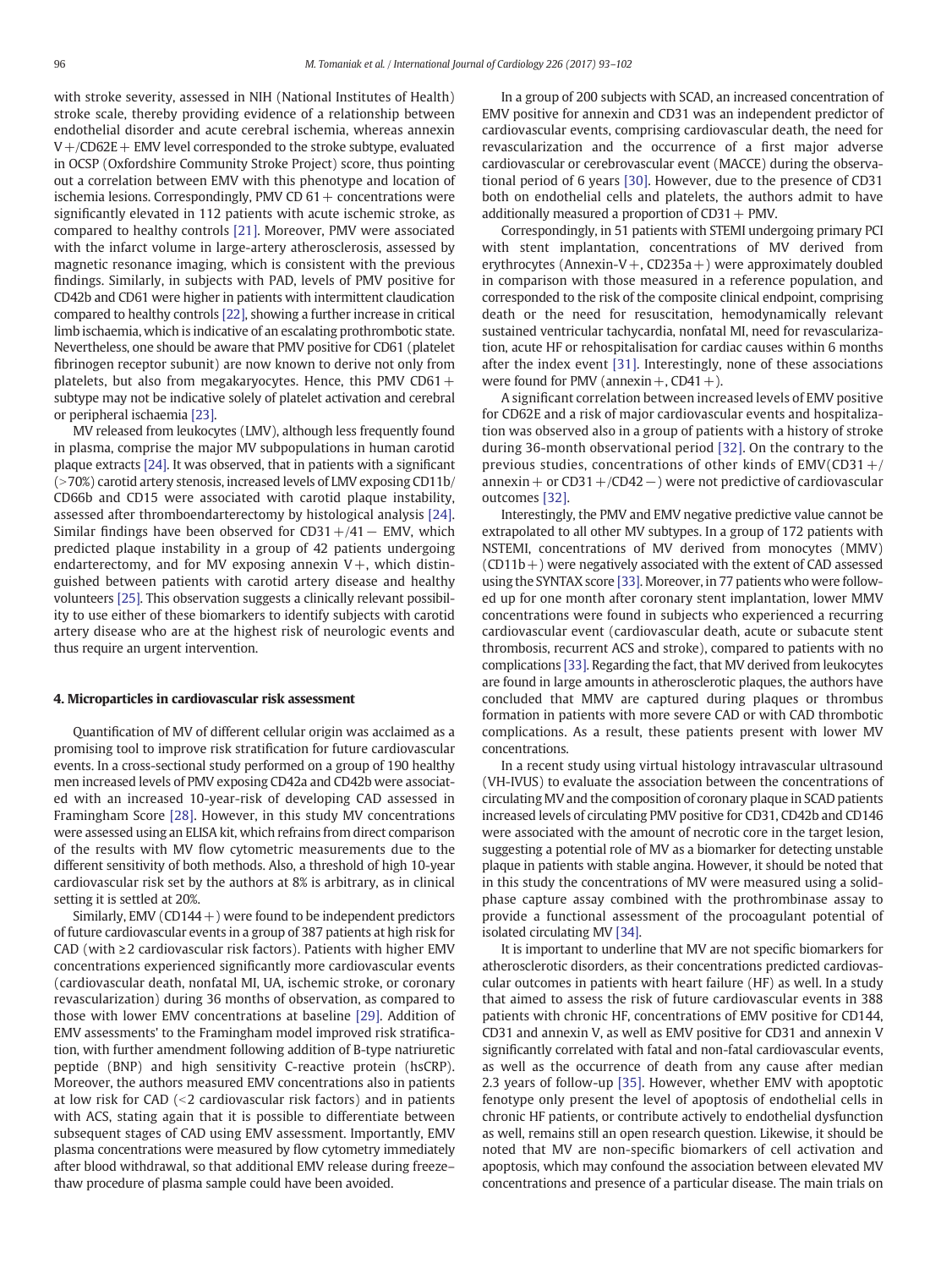with stroke severity, assessed in NIH (National Institutes of Health) stroke scale, thereby providing evidence of a relationship between endothelial disorder and acute cerebral ischemia, whereas annexin V+/CD62E+ EMV level corresponded to the stroke subtype, evaluated in OCSP (Oxfordshire Community Stroke Project) score, thus pointing out a correlation between EMV with this phenotype and location of ischemia lesions. Correspondingly, PMV CD 61+ concentrations were significantly elevated in 112 patients with acute ischemic stroke, as compared to healthy controls [21]. Moreover, PMV were associated with the infarct volume in large-artery atherosclerosis, assessed by magnetic resonance imaging, which is consistent with the previous findings. Similarly, in subjects with PAD, levels of PMV positive for CD42b and CD61 were higher in patients with intermittent claudication compared to healthy controls [22], showing a further increase in critical limb ischaemia, which is indicative of an escalating prothrombotic state. Nevertheless, one should be aware that PMV positive for CD61 (platelet fibrinogen receptor subunit) are now known to derive not only from platelets, but also from megakaryocytes. Hence, this PMV CD61+ subtype may not be indicative solely of platelet activation and cerebral or peripheral ischaemia [23].

MV released from leukocytes (LMV), although less frequently found in plasma, comprise the major MV subpopulations in human carotid plaque extracts [24]. It was observed, that in patients with a significant (>70%) carotid artery stenosis, increased levels of LMV exposing CD11b/CD66b and CD15 were associated with carotid plaque instability, assessed after thromboendarterectomy by histological analysis [24]. Similar findings have been observed for CD31+/41− EMV, which predicted plaque instability in a group of 42 patients undergoing endarterectomy, and for MV exposing annexin V+, which distinguished between patients with carotid artery disease and healthy volunteers [25]. This observation suggests a clinically relevant possibility to use either of these biomarkers to identify subjects with carotid artery disease who are at the highest risk of neurologic events and thus require an urgent intervention.

## 4. Microparticles in cardiovascular risk assessment

Quantification of MV of different cellular origin was acclaimed as a promising tool to improve risk stratification for future cardiovascular events. In a cross-sectional study performed on a group of 190 healthy men increased levels of PMV exposing CD42a and CD42b were associated with an increased 10-year-risk of developing CAD assessed in Framingham Score [28]. However, in this study MV concentrations were assessed using an ELISA kit, which refrains from direct comparison of the results with MV flow cytometric measurements due to the different sensitivity of both methods. Also, a threshold of high 10-year cardiovascular risk set by the authors at 8% is arbitrary, as in clinical setting it is settled at 20%.

Similarly, EMV (CD144+) were found to be independent predictors of future cardiovascular events in a group of 387 patients at high risk for CAD (with ≥2 cardiovascular risk factors). Patients with higher EMV concentrations experienced significantly more cardiovascular events (cardiovascular death, nonfatal MI, UA, ischemic stroke, or coronary revascularization) during 36 months of observation, as compared to those with lower EMV concentrations at baseline [29]. Addition of EMV assessments' to the Framingham model improved risk stratification, with further amendment following addition of B-type natriuretic peptide (BNP) and high sensitivity C-reactive protein (hsCRP). Moreover, the authors measured EMV concentrations also in patients at low risk for CAD (<2 cardiovascular risk factors) and in patients with ACS, stating again that it is possible to differentiate between subsequent stages of CAD using EMV assessment. Importantly, EMV plasma concentrations were measured by flow cytometry immediately after blood withdrawal, so that additional EMV release during freeze–thaw procedure of plasma sample could have been avoided.

In a group of 200 subjects with SCAD, an increased concentration of EMV positive for annexin and CD31 was an independent predictor of cardiovascular events, comprising cardiovascular death, the need for revascularization and the occurrence of a first major adverse cardiovascular or cerebrovascular event (MACCE) during the observational period of 6 years [30]. However, due to the presence of CD31 both on endothelial cells and platelets, the authors admit to have additionally measured a proportion of CD31+ PMV.

Correspondingly, in 51 patients with STEMI undergoing primary PCI with stent implantation, concentrations of MV derived from erythrocytes (Annexin-V+, CD235a+) were approximately doubled in comparison with those measured in a reference population, and corresponded to the risk of the composite clinical endpoint, comprising death or the need for resuscitation, hemodynamically relevant sustained ventricular tachycardia, nonfatal MI, need for revascularization, acute HF or rehospitalisation for cardiac causes within 6 months after the index event [31]. Interestingly, none of these associations were found for PMV (annexin+, CD41+).

A significant correlation between increased levels of EMV positive for CD62E and a risk of major cardiovascular events and hospitalization was observed also in a group of patients with a history of stroke during 36-month observational period [32]. On the contrary to the previous studies, concentrations of other kinds of EMV(CD31+/annexin+ or CD31+/CD42−) were not predictive of cardiovascular outcomes [32].

Interestingly, the PMV and EMV negative predictive value cannot be extrapolated to all other MV subtypes. In a group of 172 patients with NSTEMI, concentrations of MV derived from monocytes (MMV) (CD11b+) were negatively associated with the extent of CAD assessed using the SYNTAX score [33]. Moreover, in 77 patients who were followed up for one month after coronary stent implantation, lower MMV concentrations were found in subjects who experienced a recurring cardiovascular event (cardiovascular death, acute or subacute stent thrombosis, recurrent ACS and stroke), compared to patients with no complications [33]. Regarding the fact, that MV derived from leukocytes are found in large amounts in atherosclerotic plaques, the authors have concluded that MMV are captured during plaques or thrombus formation in patients with more severe CAD or with CAD thrombotic complications. As a result, these patients present with lower MV concentrations.

In a recent study using virtual histology intravascular ultrasound (VH-IVUS) to evaluate the association between the concentrations of circulating MV and the composition of coronary plaque in SCAD patients increased levels of circulating PMV positive for CD31, CD42b and CD146 were associated with the amount of necrotic core in the target lesion, suggesting a potential role of MV as a biomarker for detecting unstable plaque in patients with stable angina. However, it should be noted that in this study the concentrations of MV were measured using a solid-phase capture assay combined with the prothrombinase assay to provide a functional assessment of the procoagulant potential of isolated circulating MV [34].

It is important to underline that MV are not specific biomarkers for atherosclerotic disorders, as their concentrations predicted cardiovascular outcomes in patients with heart failure (HF) as well. In a study that aimed to assess the risk of future cardiovascular events in 388 patients with chronic HF, concentrations of EMV positive for CD144, CD31 and annexin V, as well as EMV positive for CD31 and annexin V significantly correlated with fatal and non-fatal cardiovascular events, as well as the occurrence of death from any cause after median 2.3 years of follow-up [35]. However, whether EMV with apoptotic fenotype only present the level of apoptosis of endothelial cells in chronic HF patients, or contribute actively to endothelial dysfunction as well, remains still an open research question. Likewise, it should be noted that MV are non-specific biomarkers of cell activation and apoptosis, which may confound the association between elevated MV concentrations and presence of a particular disease. The main trials on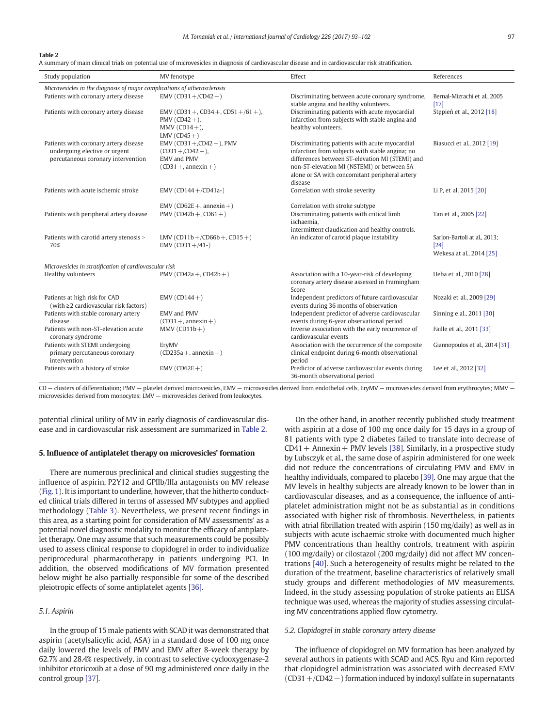**Table 2**

A summary of main clinical trials on potential use of microvesicles in diagnosis of cardiovascular disease and in cardiovascular risk stratification.

| Study population | MV fenotype | Effect | References |
|---|---|---|---|
| *Microvesicles in the diagnosis of major complications of atherosclerosis* | | | |
| Patients with coronary artery disease | EMV (CD31+/CD42−) | Discriminating between acute coronary syndrome, stable angina and healthy volunteers. | Bernal-Mizrachi et al., 2005 [17] |
| Patients with coronary artery disease | EMV (CD31+, CD34+, CD51+/61+), PMV (CD42+), MMV (CD14+), LMV (CD45+) | Discriminating patients with acute myocardial infarction from subjects with stable angina and healthy volunteers. | Stępień et al., 2012 [18] |
| Patients with coronary artery disease undergoing elective or urgent percutaneous coronary intervention | EMV (CD31+,CD42−), PMV (CD31+,CD42+), EMV and PMV (CD31+, annexin+) | Discriminating patients with acute myocardial infarction from subjects with stable angina; no differences between ST-elevation MI (STEMI) and non-ST-elevation MI (NSTEMI) or between SA alone or SA with concomitant peripheral artery disease | Biasucci et al., 2012 [19] |
| Patients with acute ischemic stroke | EMV (CD144+/CD41a-) | Correlation with stroke severity | Li P, et al. 2015 [20] |
| | EMV (CD62E+, annexin+) | Correlation with stroke subtype | |
| Patients with peripheral artery disease | PMV (CD42b+, CD61+) | Discriminating patients with critical limb ischaemia, intermittent claudication and healthy controls. | Tan et al., 2005 [22] |
| Patients with carotid artery stenosis > 70% | LMV (CD11b+/CD66b+, CD15+) EMV (CD31+/41-) | An indicator of carotid plaque instability | Sarlon-Bartoli at al., 2013; [24] Wekesa at al., 2014 [25] |
| *Microvesicles in stratification of cardiovascular risk* | | | |
| Healthy volunteers | PMV (CD42a+, CD42b+) | Association with a 10-year-risk of developing coronary artery disease assessed in Framingham Score | Ueba et al., 2010 [28] |
| Patients at high risk for CAD (with ≥2 cardiovascular risk factors) | EMV (CD144+) | Independent predictors of future cardiovascular events during 36 months of observation | Nozaki et al., 2009 [29] |
| Patients with stable coronary artery disease | EMV and PMV (CD31+, annexin+) | Independent predictor of adverse cardiovascular events during 6-year observational period | Sinning e al., 2011 [30] |
| Patients with non-ST-elevation acute coronary syndrome | MMV (CD11b+) | Inverse association with the early recurrence of cardiovascular events | Faille et al., 2011 [33] |
| Patients with STEMI undergoing primary percutaneous coronary intervention | EryMV (CD235a+, annexin+) | Association with the occurrence of the composite clinical endpoint during 6-month observational period | Giannopoulos et al., 2014 [31] |
| Patients with a history of stroke | EMV (CD62E+) | Predictor of adverse cardiovascular events during 36-month observational period | Lee et al., 2012 [32] |

CD — clusters of differentiation; PMV — platelet derived microvesicles, EMV — microvesicles derived from endothelial cells, EryMV — microvesicles derived from erythrocytes; MMV — microvesicles derived from monocytes; LMV — microvesicles derived from leukocytes.

potential clinical utility of MV in early diagnosis of cardiovascular disease and in cardiovascular risk assessment are summarized in Table 2.

## 5. Influence of antiplatelet therapy on microvesicles' formation

There are numerous preclinical and clinical studies suggesting the influence of aspirin, P2Y12 and GPIIb/IIIa antagonists on MV release (Fig. 1). It is important to underline, however, that the hitherto conducted clinical trials differed in terms of assessed MV subtypes and applied methodology (Table 3). Nevertheless, we present recent findings in this area, as a starting point for consideration of MV assessments' as a potential novel diagnostic modality to monitor the efficacy of antiplatelet therapy. One may assume that such measurements could be possibly used to assess clinical response to clopidogrel in order to individualize periprocedural pharmacotherapy in patients undergoing PCI. In addition, the observed modifications of MV formation presented below might be also partially responsible for some of the described pleiotropic effects of some antiplatelet agents [36].

### 5.1. Aspirin

In the group of 15 male patients with SCAD it was demonstrated that aspirin (acetylsalicylic acid, ASA) in a standard dose of 100 mg once daily lowered the levels of PMV and EMV after 8-week therapy by 62.7% and 28.4% respectively, in contrast to selective cyclooxygenase-2 inhibitor etoricoxib at a dose of 90 mg administered once daily in the control group [37].

On the other hand, in another recently published study treatment with aspirin at a dose of 100 mg once daily for 15 days in a group of 81 patients with type 2 diabetes failed to translate into decrease of CD41+ Annexin+ PMV levels [38]. Similarly, in a prospective study by Lubsczyk et al., the same dose of aspirin administered for one week did not reduce the concentrations of circulating PMV and EMV in healthy individuals, compared to placebo [39]. One may argue that the MV levels in healthy subjects are already known to be lower than in cardiovascular diseases, and as a consequence, the influence of antiplatelet administration might not be as substantial as in conditions associated with higher risk of thrombosis. Nevertheless, in patients with atrial fibrillation treated with aspirin (150 mg/daily) as well as in subjects with acute ischaemic stroke with documented much higher PMV concentrations than healthy controls, treatment with aspirin (100 mg/daily) or cilostazol (200 mg/daily) did not affect MV concentrations [40]. Such a heterogeneity of results might be related to the duration of the treatment, baseline characteristics of relatively small study groups and different methodologies of MV measurements. Indeed, in the study assessing population of stroke patients an ELISA technique was used, whereas the majority of studies assessing circulating MV concentrations applied flow cytometry.

### 5.2. Clopidogrel in stable coronary artery disease

The influence of clopidogrel on MV formation has been analyzed by several authors in patients with SCAD and ACS. Ryu and Kim reported that clopidogrel administration was associated with decreased EMV (CD31+/CD42−) formation induced by indoxyl sulfate in supernatants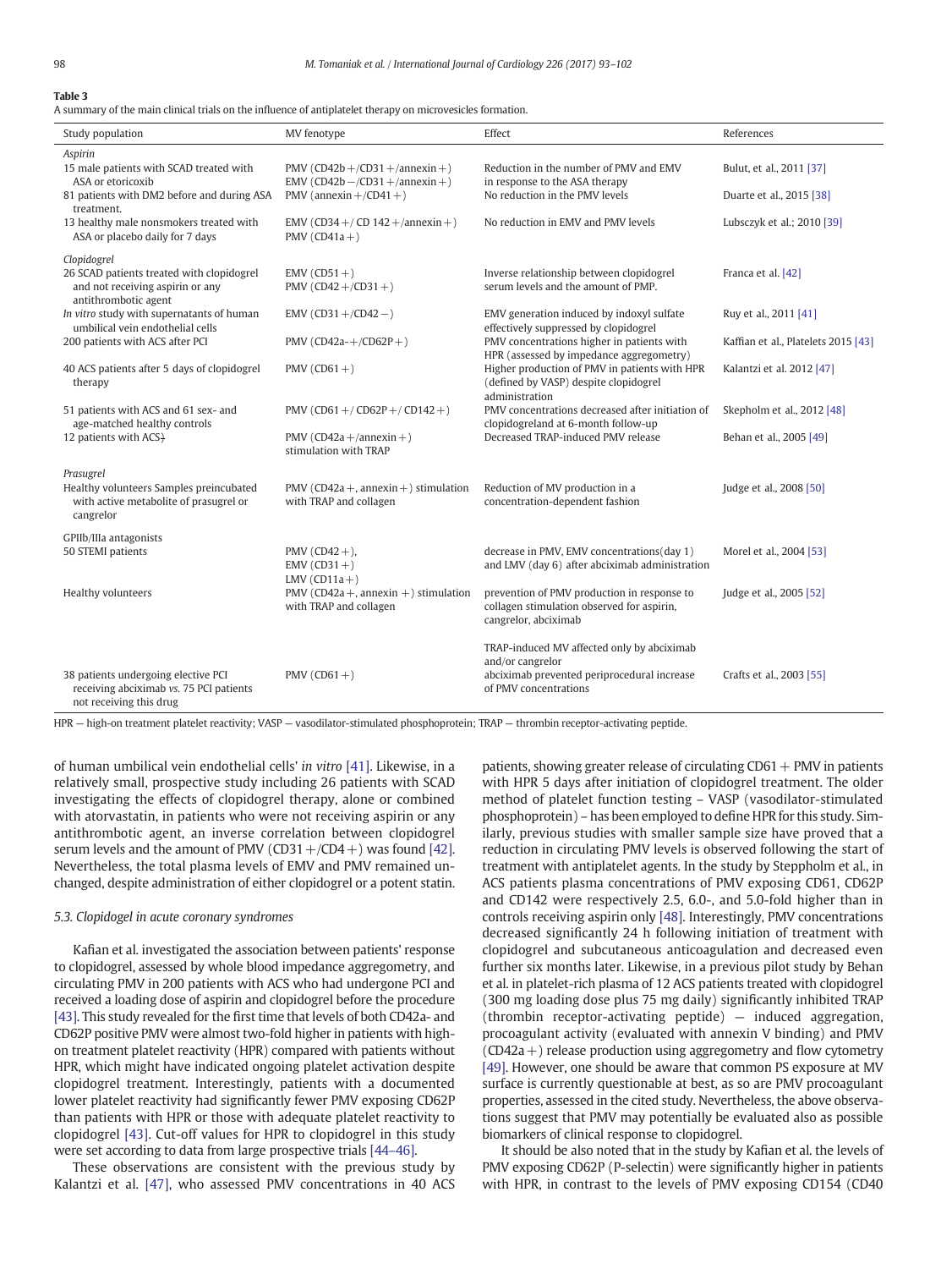**Table 3**
A summary of the main clinical trials on the influence of antiplatelet therapy on microvesicles formation.

| Study population | MV fenotype | Effect | References |
|---|---|---|---|
| *Aspirin* | | | |
| 15 male patients with SCAD treated with ASA or etoricoxib | PMV (CD42b+/CD31+/annexin+) EMV (CD42b−/CD31+/annexin+) | Reduction in the number of PMV and EMV in response to the ASA therapy | Bulut, et al., 2011 [37] |
| 81 patients with DM2 before and during ASA treatment. | PMV (annexin+/CD41+) | No reduction in the PMV levels | Duarte et al., 2015 [38] |
| 13 healthy male nonsmokers treated with ASA or placebo daily for 7 days | EMV (CD34+/ CD 142+/annexin+) PMV (CD41a+) | No reduction in EMV and PMV levels | Lubsczyk et al.; 2010 [39] |
| *Clopidogrel* | | | |
| 26 SCAD patients treated with clopidogrel and not receiving aspirin or any antithrombotic agent | EMV (CD51+) PMV (CD42+/CD31+) | Inverse relationship between clopidogrel serum levels and the amount of PMP. | Franca et al. [42] |
| *In vitro* study with supernatants of human umbilical vein endothelial cells | EMV (CD31+/CD42−) | EMV generation induced by indoxyl sulfate effectively suppressed by clopidogrel | Ruy et al., 2011 [41] |
| 200 patients with ACS after PCI | PMV (CD42a-+/CD62P+) | PMV concentrations higher in patients with HPR (assessed by impedance aggregometry) | Kaffian et al., Platelets 2015 [43] |
| 40 ACS patients after 5 days of clopidogrel therapy | PMV (CD61+) | Higher production of PMV in patients with HPR (defined by VASP) despite clopidogrel administration | Kalantzi et al. 2012 [47] |
| 51 patients with ACS and 61 sex- and age-matched healthy controls | PMV (CD61+/ CD62P+/ CD142+) | PMV concentrations decreased after initiation of clopidogreland at 6-month follow-up | Skepholm et al., 2012 [48] |
| 12 patients with ACS} | PMV (CD42a+/annexin+) stimulation with TRAP | Decreased TRAP-induced PMV release | Behan et al., 2005 [49] |
| *Prasugrel* | | | |
| Healthy volunteers Samples preincubated with active metabolite of prasugrel or cangrelor | PMV (CD42a+, annexin+) stimulation with TRAP and collagen | Reduction of MV production in a concentration-dependent fashion | Judge et al., 2008 [50] |
| GPIIb/IIIa antagonists | | | |
| 50 STEMI patients | PMV (CD42+), EMV (CD31+) LMV (CD11a+) | decrease in PMV, EMV concentrations(day 1) and LMV (day 6) after abciximab administration | Morel et al., 2004 [53] |
| Healthy volunteers | PMV (CD42a+, annexin +) stimulation with TRAP and collagen | prevention of PMV production in response to collagen stimulation observed for aspirin, cangrelor, abciximab<br><br>TRAP-induced MV affected only by abciximab and/or cangrelor | Judge et al., 2005 [52] |
| 38 patients undergoing elective PCI receiving abciximab vs. 75 PCI patients not receiving this drug | PMV (CD61+) | abciximab prevented periprocedural increase of PMV concentrations | Crafts et al., 2003 [55] |

HPR — high-on treatment platelet reactivity; VASP — vasodilator-stimulated phosphoprotein; TRAP — thrombin receptor-activating peptide.

of human umbilical vein endothelial cells' *in vitro* [41]. Likewise, in a relatively small, prospective study including 26 patients with SCAD investigating the effects of clopidogrel therapy, alone or combined with atorvastatin, in patients who were not receiving aspirin or any antithrombotic agent, an inverse correlation between clopidogrel serum levels and the amount of PMV (CD31+/CD4+) was found [42]. Nevertheless, the total plasma levels of EMV and PMV remained unchanged, despite administration of either clopidogrel or a potent statin.

### 5.3. Clopidogel in acute coronary syndromes

Kafian et al. investigated the association between patients' response to clopidogrel, assessed by whole blood impedance aggregometry, and circulating PMV in 200 patients with ACS who had undergone PCI and received a loading dose of aspirin and clopidogrel before the procedure [43]. This study revealed for the first time that levels of both CD42a- and CD62P positive PMV were almost two-fold higher in patients with high-on treatment platelet reactivity (HPR) compared with patients without HPR, which might have indicated ongoing platelet activation despite clopidogrel treatment. Interestingly, patients with a documented lower platelet reactivity had significantly fewer PMV exposing CD62P than patients with HPR or those with adequate platelet reactivity to clopidogrel [43]. Cut-off values for HPR to clopidogrel in this study were set according to data from large prospective trials [44–46].

These observations are consistent with the previous study by Kalantzi et al. [47], who assessed PMV concentrations in 40 ACS patients, showing greater release of circulating CD61+ PMV in patients with HPR 5 days after initiation of clopidogrel treatment. The older method of platelet function testing – VASP (vasodilator-stimulated phosphoprotein) – has been employed to define HPR for this study. Similarly, previous studies with smaller sample size have proved that a reduction in circulating PMV levels is observed following the start of treatment with antiplatelet agents. In the study by Steppholm et al., in ACS patients plasma concentrations of PMV exposing CD61, CD62P and CD142 were respectively 2.5, 6.0-, and 5.0-fold higher than in controls receiving aspirin only [48]. Interestingly, PMV concentrations decreased significantly 24 h following initiation of treatment with clopidogrel and subcutaneous anticoagulation and decreased even further six months later. Likewise, in a previous pilot study by Behan et al. in platelet-rich plasma of 12 ACS patients treated with clopidogrel (300 mg loading dose plus 75 mg daily) significantly inhibited TRAP (thrombin receptor-activating peptide) — induced aggregation, procoagulant activity (evaluated with annexin V binding) and PMV (CD42a+) release production using aggregometry and flow cytometry [49]. However, one should be aware that common PS exposure at MV surface is currently questionable at best, as so are PMV procoagulant properties, assessed in the cited study. Nevertheless, the above observations suggest that PMV may potentially be evaluated also as possible biomarkers of clinical response to clopidogrel.

It should be also noted that in the study by Kafian et al. the levels of PMV exposing CD62P (P-selectin) were significantly higher in patients with HPR, in contrast to the levels of PMV exposing CD154 (CD40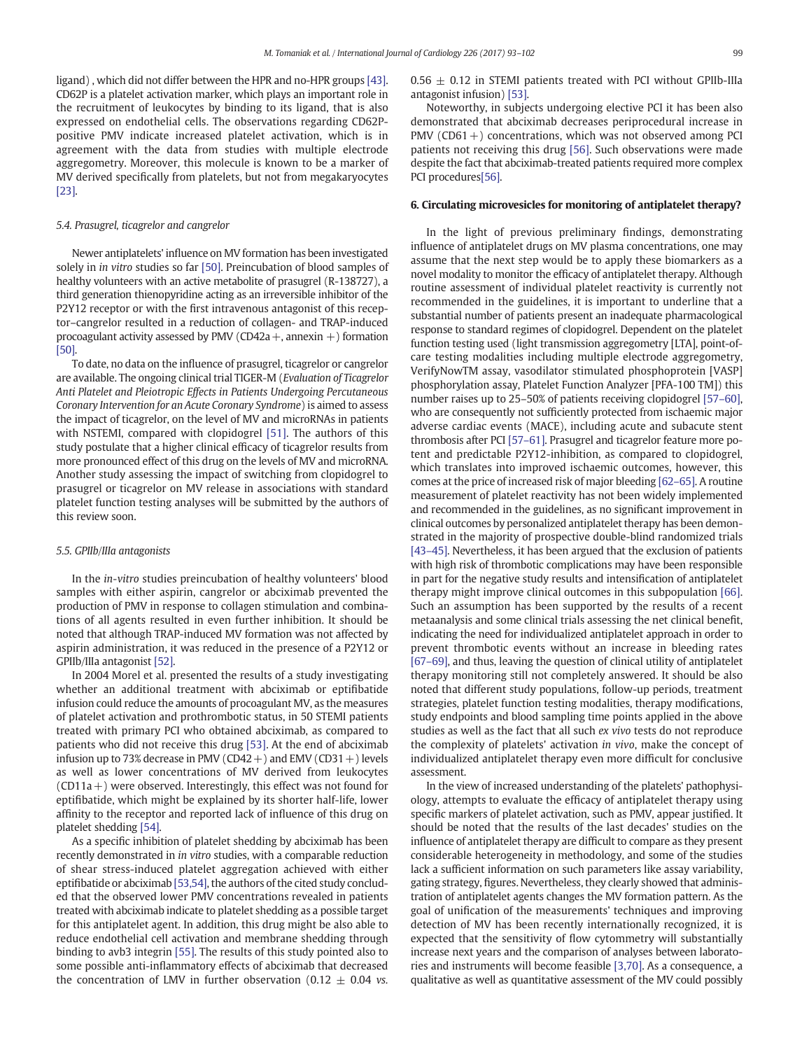ligand), which did not differ between the HPR and no-HPR groups [43]. CD62P is a platelet activation marker, which plays an important role in the recruitment of leukocytes by binding to its ligand, that is also expressed on endothelial cells. The observations regarding CD62P-positive PMV indicate increased platelet activation, which is in agreement with the data from studies with multiple electrode aggregometry. Moreover, this molecule is known to be a marker of MV derived specifically from platelets, but not from megakaryocytes [23].

### 5.4. Prasugrel, ticagrelor and cangrelor

Newer antiplatelets' influence on MV formation has been investigated solely in *in vitro* studies so far [50]. Preincubation of blood samples of healthy volunteers with an active metabolite of prasugrel (R-138727), a third generation thienopyridine acting as an irreversible inhibitor of the P2Y12 receptor or with the first intravenous antagonist of this receptor–cangrelor resulted in a reduction of collagen- and TRAP-induced procoagulant activity assessed by PMV (CD42a+, annexin+) formation [50].

To date, no data on the influence of prasugrel, ticagrelor or cangrelor are available. The ongoing clinical trial TIGER-M (*Evaluation of Ticagrelor Anti Platelet and Pleiotropic Effects in Patients Undergoing Percutaneous Coronary Intervention for an Acute Coronary Syndrome*) is aimed to assess the impact of ticagrelor, on the level of MV and microRNAs in patients with NSTEMI, compared with clopidogrel [51]. The authors of this study postulate that a higher clinical efficacy of ticagrelor results from more pronounced effect of this drug on the levels of MV and microRNA. Another study assessing the impact of switching from clopidogrel to prasugrel or ticagrelor on MV release in associations with standard platelet function testing analyses will be submitted by the authors of this review soon.

### 5.5. GPIIb/IIIa antagonists

In the *in-vitro* studies preincubation of healthy volunteers' blood samples with either aspirin, cangrelor or abciximab prevented the production of PMV in response to collagen stimulation and combinations of all agents resulted in even further inhibition. It should be noted that although TRAP-induced MV formation was not affected by aspirin administration, it was reduced in the presence of a P2Y12 or GPIIb/IIIa antagonist [52].

In 2004 Morel et al. presented the results of a study investigating whether an additional treatment with abciximab or eptifibatide infusion could reduce the amounts of procoagulant MV, as the measures of platelet activation and prothrombotic status, in 50 STEMI patients treated with primary PCI who obtained abciximab, as compared to patients who did not receive this drug [53]. At the end of abciximab infusion up to 73% decrease in PMV (CD42+) and EMV (CD31+) levels as well as lower concentrations of MV derived from leukocytes (CD11a+) were observed. Interestingly, this effect was not found for eptifibatide, which might be explained by its shorter half-life, lower affinity to the receptor and reported lack of influence of this drug on platelet shedding [54].

As a specific inhibition of platelet shedding by abciximab has been recently demonstrated in *in vitro* studies, with a comparable reduction of shear stress-induced platelet aggregation achieved with either eptifibatide or abciximab [53,54], the authors of the cited study concluded that the observed lower PMV concentrations revealed in patients treated with abciximab indicate to platelet shedding as a possible target for this antiplatelet agent. In addition, this drug might be also able to reduce endothelial cell activation and membrane shedding through binding to avb3 integrin [55]. The results of this study pointed also to some possible anti-inflammatory effects of abciximab that decreased the concentration of LMV in further observation ($0.12 \pm 0.04$ *vs.* $0.56 \pm 0.12$ in STEMI patients treated with PCI without GPIIb-IIIa antagonist infusion) [53].

Noteworthy, in subjects undergoing elective PCI it has been also demonstrated that abciximab decreases periprocedural increase in PMV (CD61+) concentrations, which was not observed among PCI patients not receiving this drug [56]. Such observations were made despite the fact that abciximab-treated patients required more complex PCI procedures[56].

## 6. Circulating microvesicles for monitoring of antiplatelet therapy?

In the light of previous preliminary findings, demonstrating influence of antiplatelet drugs on MV plasma concentrations, one may assume that the next step would be to apply these biomarkers as a novel modality to monitor the efficacy of antiplatelet therapy. Although routine assessment of individual platelet reactivity is currently not recommended in the guidelines, it is important to underline that a substantial number of patients present an inadequate pharmacological response to standard regimes of clopidogrel. Dependent on the platelet function testing used (light transmission aggregometry [LTA], point-of-care testing modalities including multiple electrode aggregometry, VerifyNowTM assay, vasodilator stimulated phosphoprotein [VASP] phosphorylation assay, Platelet Function Analyzer [PFA-100 TM]) this number raises up to 25–50% of patients receiving clopidogrel [57–60], who are consequently not sufficiently protected from ischaemic major adverse cardiac events (MACE), including acute and subacute stent thrombosis after PCI [57–61]. Prasugrel and ticagrelor feature more potent and predictable P2Y12-inhibition, as compared to clopidogrel, which translates into improved ischaemic outcomes, however, this comes at the price of increased risk of major bleeding [62–65]. A routine measurement of platelet reactivity has not been widely implemented and recommended in the guidelines, as no significant improvement in clinical outcomes by personalized antiplatelet therapy has been demonstrated in the majority of prospective double-blind randomized trials [43–45]. Nevertheless, it has been argued that the exclusion of patients with high risk of thrombotic complications may have been responsible in part for the negative study results and intensification of antiplatelet therapy might improve clinical outcomes in this subpopulation [66]. Such an assumption has been supported by the results of a recent metaanalysis and some clinical trials assessing the net clinical benefit, indicating the need for individualized antiplatelet approach in order to prevent thrombotic events without an increase in bleeding rates [67–69], and thus, leaving the question of clinical utility of antiplatelet therapy monitoring still not completely answered. It should be also noted that different study populations, follow-up periods, treatment strategies, platelet function testing modalities, therapy modifications, study endpoints and blood sampling time points applied in the above studies as well as the fact that all such *ex vivo* tests do not reproduce the complexity of platelets' activation *in vivo*, make the concept of individualized antiplatelet therapy even more difficult for conclusive assessment.

In the view of increased understanding of the platelets' pathophysiology, attempts to evaluate the efficacy of antiplatelet therapy using specific markers of platelet activation, such as PMV, appear justified. It should be noted that the results of the last decades' studies on the influence of antiplatelet therapy are difficult to compare as they present considerable heterogeneity in methodology, and some of the studies lack a sufficient information on such parameters like assay variability, gating strategy, figures. Nevertheless, they clearly showed that administration of antiplatelet agents changes the MV formation pattern. As the goal of unification of the measurements' techniques and improving detection of MV has been recently internationally recognized, it is expected that the sensitivity of flow cytometry will substantially increase next years and the comparison of analyses between laboratories and instruments will become feasible [3,70]. As a consequence, a qualitative as well as quantitative assessment of the MV could possibly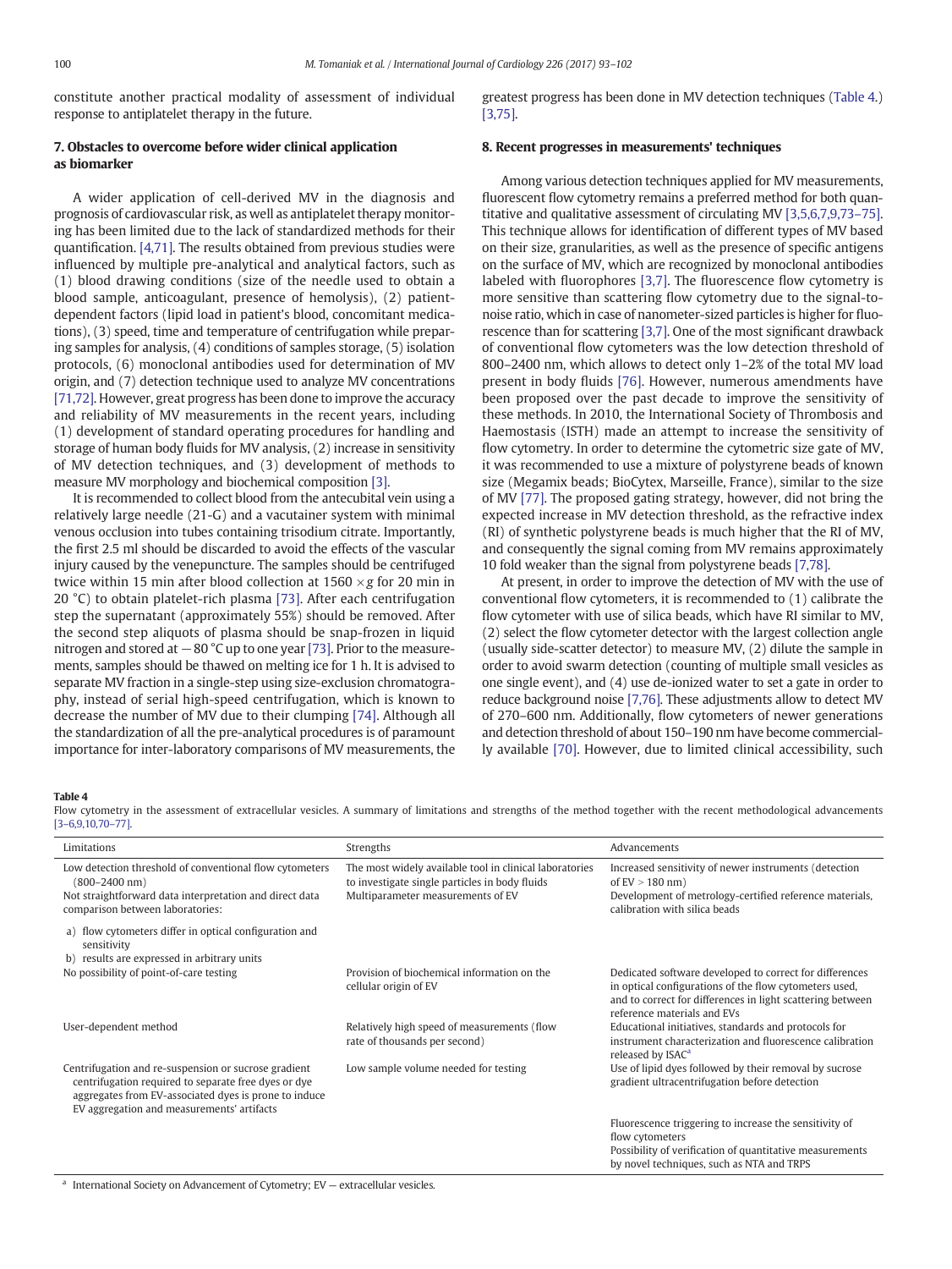constitute another practical modality of assessment of individual response to antiplatelet therapy in the future.

## 7. Obstacles to overcome before wider clinical application as biomarker

A wider application of cell-derived MV in the diagnosis and prognosis of cardiovascular risk, as well as antiplatelet therapy monitoring has been limited due to the lack of standardized methods for their quantification. [4,71]. The results obtained from previous studies were influenced by multiple pre-analytical and analytical factors, such as (1) blood drawing conditions (size of the needle used to obtain a blood sample, anticoagulant, presence of hemolysis), (2) patient-dependent factors (lipid load in patient's blood, concomitant medications), (3) speed, time and temperature of centrifugation while preparing samples for analysis, (4) conditions of samples storage, (5) isolation protocols, (6) monoclonal antibodies used for determination of MV origin, and (7) detection technique used to analyze MV concentrations [71,72]. However, great progress has been done to improve the accuracy and reliability of MV measurements in the recent years, including (1) development of standard operating procedures for handling and storage of human body fluids for MV analysis, (2) increase in sensitivity of MV detection techniques, and (3) development of methods to measure MV morphology and biochemical composition [3].

It is recommended to collect blood from the antecubital vein using a relatively large needle (21-G) and a vacutainer system with minimal venous occlusion into tubes containing trisodium citrate. Importantly, the first 2.5 ml should be discarded to avoid the effects of the vascular injury caused by the venepuncture. The samples should be centrifuged twice within 15 min after blood collection at $1560 \times g$ for 20 min in 20 °C) to obtain platelet-rich plasma [73]. After each centrifugation step the supernatant (approximately 55%) should be removed. After the second step aliquots of plasma should be snap-frozen in liquid nitrogen and stored at −80 °C up to one year [73]. Prior to the measurements, samples should be thawed on melting ice for 1 h. It is advised to separate MV fraction in a single-step using size-exclusion chromatography, instead of serial high-speed centrifugation, which is known to decrease the number of MV due to their clumping [74]. Although all the standardization of all the pre-analytical procedures is of paramount importance for inter-laboratory comparisons of MV measurements, the greatest progress has been done in MV detection techniques (Table 4.) [3,75].

## 8. Recent progresses in measurements' techniques

Among various detection techniques applied for MV measurements, fluorescent flow cytometry remains a preferred method for both quantitative and qualitative assessment of circulating MV [3,5,6,7,9,73–75]. This technique allows for identification of different types of MV based on their size, granularities, as well as the presence of specific antigens on the surface of MV, which are recognized by monoclonal antibodies labeled with fluorophores [3,7]. The fluorescence flow cytometry is more sensitive than scattering flow cytometry due to the signal-to-noise ratio, which in case of nanometer-sized particles is higher for fluorescence than for scattering [3,7]. One of the most significant drawback of conventional flow cytometers was the low detection threshold of 800–2400 nm, which allows to detect only 1–2% of the total MV load present in body fluids [76]. However, numerous amendments have been proposed over the past decade to improve the sensitivity of these methods. In 2010, the International Society of Thrombosis and Haemostasis (ISTH) made an attempt to increase the sensitivity of flow cytometry. In order to determine the cytometric size gate of MV, it was recommended to use a mixture of polystyrene beads of known size (Megamix beads; BioCytex, Marseille, France), similar to the size of MV [77]. The proposed gating strategy, however, did not bring the expected increase in MV detection threshold, as the refractive index (RI) of synthetic polystyrene beads is much higher that the RI of MV, and consequently the signal coming from MV remains approximately 10 fold weaker than the signal from polystyrene beads [7,78].

At present, in order to improve the detection of MV with the use of conventional flow cytometers, it is recommended to (1) calibrate the flow cytometer with use of silica beads, which have RI similar to MV, (2) select the flow cytometer detector with the largest collection angle (usually side-scatter detector) to measure MV, (2) dilute the sample in order to avoid swarm detection (counting of multiple small vesicles as one single event), and (4) use de-ionized water to set a gate in order to reduce background noise [7,76]. These adjustments allow to detect MV of 270–600 nm. Additionally, flow cytometers of newer generations and detection threshold of about 150–190 nm have become commercially available [70]. However, due to limited clinical accessibility, such

**Table 4**
Flow cytometry in the assessment of extracellular vesicles. A summary of limitations and strengths of the method together with the recent methodological advancements [3–6,9,10,70–77].

| Limitations | Strengths | Advancements |
|---|---|---|
| Low detection threshold of conventional flow cytometers (800–2400 nm)<br>Not straightforward data interpretation and direct data comparison between laboratories:<br>a) flow cytometers differ in optical configuration and sensitivity<br>b) results are expressed in arbitrary units | The most widely available tool in clinical laboratories to investigate single particles in body fluids<br>Multiparameter measurements of EV | Increased sensitivity of newer instruments (detection of EV > 180 nm)<br>Development of metrology-certified reference materials, calibration with silica beads |
| No possibility of point-of-care testing | Provision of biochemical information on the cellular origin of EV | Dedicated software developed to correct for differences in optical configurations of the flow cytometers used, and to correct for differences in light scattering between reference materials and EVs |
| User-dependent method | Relatively high speed of measurements (flow rate of thousands per second) | Educational initiatives, standards and protocols for instrument characterization and fluorescence calibration released by ISAC[a] |
| Centrifugation and re-suspension or sucrose gradient centrifugation required to separate free dyes or dye aggregates from EV-associated dyes is prone to induce EV aggregation and measurements' artifacts | Low sample volume needed for testing | Use of lipid dyes followed by their removal by sucrose gradient ultracentrifugation before detection |
| | | Fluorescence triggering to increase the sensitivity of flow cytometers<br>Possibility of verification of quantitative measurements by novel techniques, such as NTA and TRPS |

[a] International Society on Advancement of Cytometry; EV — extracellular vesicles.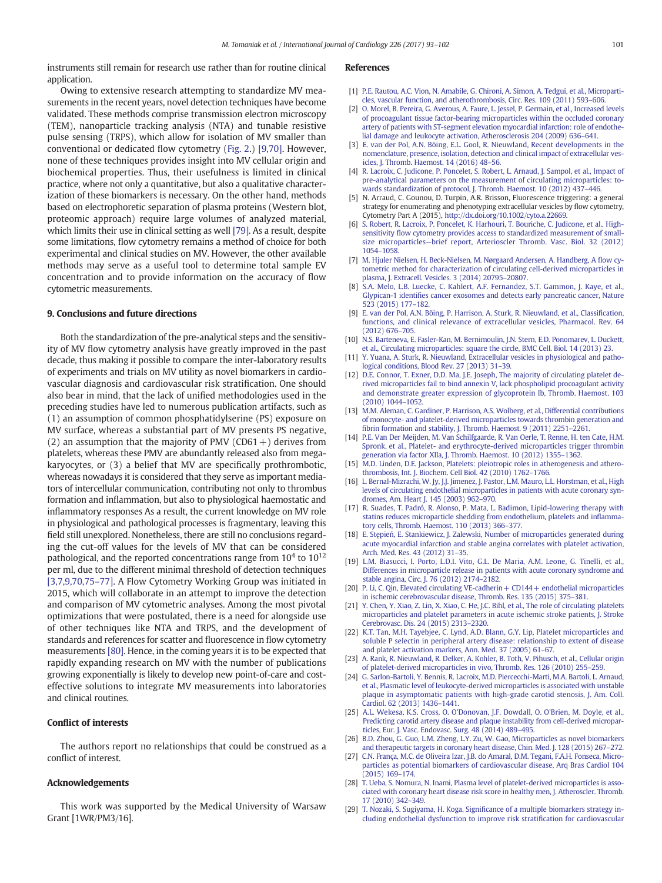instruments still remain for research use rather than for routine clinical application.

Owing to extensive research attempting to standardize MV measurements in the recent years, novel detection techniques have become validated. These methods comprise transmission electron microscopy (TEM), nanoparticle tracking analysis (NTA) and tunable resistive pulse sensing (TRPS), which allow for isolation of MV smaller than conventional or dedicated flow cytometry (Fig. 2.) [9,70]. However, none of these techniques provides insight into MV cellular origin and biochemical properties. Thus, their usefulness is limited in clinical practice, where not only a quantitative, but also a qualitative characterization of these biomarkers is necessary. On the other hand, methods based on electrophoretic separation of plasma proteins (Western blot, proteomic approach) require large volumes of analyzed material, which limits their use in clinical setting as well [79]. As a result, despite some limitations, flow cytometry remains a method of choice for both experimental and clinical studies on MV. However, the other available methods may serve as a useful tool to determine total sample EV concentration and to provide information on the accuracy of flow cytometric measurements.

## 9. Conclusions and future directions

Both the standardization of the pre-analytical steps and the sensitivity of MV flow cytometry analysis have greatly improved in the past decade, thus making it possible to compare the inter-laboratory results of experiments and trials on MV utility as novel biomarkers in cardiovascular diagnosis and cardiovascular risk stratification. One should also bear in mind, that the lack of unified methodologies used in the preceding studies have led to numerous publication artifacts, such as (1) an assumption of common phosphatidylserine (PS) exposure on MV surface, whereas a substantial part of MV presents PS negative, (2) an assumption that the majority of PMV (CD61+) derives from platelets, whereas these PMV are abundantly released also from megakaryocytes, or (3) a belief that MV are specifically prothrombotic, whereas nowadays it is considered that they serve as important mediators of intercellular communication, contributing not only to thrombus formation and inflammation, but also to physiological haemostatic and inflammatory responses As a result, the current knowledge on MV role in physiological and pathological processes is fragmentary, leaving this field still unexplored. Nonetheless, there are still no conclusions regarding the cut-off values for the levels of MV that can be considered pathological, and the reported concentrations range from $10^4$ to $10^{12}$ per ml, due to the different minimal threshold of detection techniques [3,7,9,70,75–77]. A Flow Cytometry Working Group was initiated in 2015, which will collaborate in an attempt to improve the detection and comparison of MV cytometric analyses. Among the most pivotal optimizations that were postulated, there is a need for alongside use of other techniques like NTA and TRPS, and the development of standards and references for scatter and fluorescence in flow cytometry measurements [80]. Hence, in the coming years it is to be expected that rapidly expanding research on MV with the number of publications growing exponentially is likely to develop new point-of-care and cost-effective solutions to integrate MV measurements into laboratories and clinical routines.

## Conflict of interests

The authors report no relationships that could be construed as a conflict of interest.

## Acknowledgements

This work was supported by the Medical University of Warsaw Grant [1WR/PM3/16].

## References

[1] P.E. Rautou, A.C. Vion, N. Amabile, G. Chironi, A. Simon, A. Tedgui, et al., Microparticles, vascular function, and atherothrombosis, Circ. Res. 109 (2011) 593–606.

[2] O. Morel, B. Pereira, G. Averous, A. Faure, L. Jessel, P. Germain, et al., Increased levels of procoagulant tissue factor-bearing microparticles within the occluded coronary artery of patients with ST-segment elevation myocardial infarction: role of endothelial damage and leukocyte activation, Atherosclerosis 204 (2009) 636–641.

[3] E. van der Pol, A.N. Böing, E.L. Gool, R. Nieuwland, Recent developments in the nomenclature, presence, isolation, detection and clinical impact of extracellular vesicles, J. Thromb. Haemost. 14 (2016) 48–56.

[4] R. Lacroix, C. Judicone, P. Poncelet, S. Robert, L. Arnaud, J. Sampol, et al., Impact of pre-analytical parameters on the measurement of circulating microparticles: towards standardization of protocol, J. Thromb. Haemost. 10 (2012) 437–446.

[5] N. Arraud, C. Gounou, D. Turpin, A.R. Brisson, Fluorescence triggering: a general strategy for enumerating and phenotyping extracellular vesicles by flow cytometry, Cytometry Part A (2015), http://dx.doi.org/10.1002/cyto.a.22669.

[6] S. Robert, R. Lacroix, P. Poncelet, K. Harhouri, T. Bouriche, C. Judicone, et al., High-sensitivity flow cytometry provides access to standardized measurement of small-size microparticles—brief report, Arterioscler Thromb. Vasc. Biol. 32 (2012) 1054–1058.

[7] M. Hjuler Nielsen, H. Beck-Nielsen, M. Nørgaard Andersen, A. Handberg, A flow cytometric method for characterization of circulating cell-derived microparticles in plasma, J. Extracell. Vesicles. 3 (2014) 20795–20807.

[8] S.A. Melo, L.B. Luecke, C. Kahlert, A.F. Fernandez, S.T. Gammon, J. Kaye, et al., Glypican-1 identifies cancer exosomes and detects early pancreatic cancer, Nature 523 (2015) 177–182.

[9] E. van der Pol, A.N. Böing, P. Harrison, A. Sturk, R. Nieuwland, et al., Classification, functions, and clinical relevance of extracellular vesicles, Pharmacol. Rev. 64 (2012) 676–705.

[10] N.S. Barteneva, E. Fasler-Kan, M. Bernimoulin, J.N. Stern, E.D. Ponomarev, L. Duckett, et al., Circulating microparticles: square the circle, BMC Cell. Biol. 14 (2013) 23.

[11] Y. Yuana, A. Sturk, R. Nieuwland, Extracellular vesicles in physiological and pathological conditions, Blood Rev. 27 (2013) 31–39.

[12] D.E. Connor, T. Exner, D.D. Ma, J.E. Joseph, The majority of circulating platelet derived microparticles fail to bind annexin V, lack phospholipid procoagulant activity and demonstrate greater expression of glycoprotein Ib, Thromb. Haemost. 103 (2010) 1044–1052.

[13] M.M. Aleman, C. Gardiner, P. Harrison, A.S. Wolberg, et al., Differential contributions of monocyte- and platelet-derived microparticles towards thrombin generation and fibrin formation and stability, J. Thromb. Haemost. 9 (2011) 2251–2261.

[14] P.E. Van Der Meijden, M. Van Schilfgaarde, R. Van Oerle, T. Renne, H. ten Cate, H.M. Spronk, et al., Platelet- and erythrocyte-derived microparticles trigger thrombin generation via factor XIIa, J. Thromb. Haemost. 10 (2012) 1355–1362.

[15] M.D. Linden, D.E. Jackson, Platelets: pleiotropic roles in atherogenesis and atherothrombosis, Int. J. Biochem. Cell Biol. 42 (2010) 1762–1766.

[16] L. Bernal-Mizrachi, W. Jy, J.J. Jimenez, J. Pastor, L.M. Mauro, L.L. Horstman, et al., High levels of circulating endothelial microparticles in patients with acute coronary syndromes, Am. Heart J. 145 (2003) 962–970.

[17] R. Suades, T. Padró, R. Alonso, P. Mata, L. Badimon, Lipid-lowering therapy with statins reduces microparticle shedding from endothelium, platelets and inflammatory cells, Thromb. Haemost. 110 (2013) 366–377.

[18] E. Stępień, E. Stankiewicz, J. Zalewski, Number of microparticles generated during acute myocardial infarction and stable angina correlates with platelet activation, Arch. Med. Res. 43 (2012) 31–35.

[19] L.M. Biasucci, I. Porto, L.D.I. Vito, G.L. De Maria, A.M. Leone, G. Tinelli, et al., Differences in microparticle release in patients with acute coronary syndrome and stable angina, Circ. J. 76 (2012) 2174–2182.

[20] P. Li, C. Qin, Elevated circulating VE-cadherin+ CD144+ endothelial microparticles in ischemic cerebrovascular disease, Thromb. Res. 135 (2015) 375–381.

[21] Y. Chen, Y. Xiao, Z. Lin, X. Xiao, C. He, J.C. Bihl, et al., The role of circulating platelets microparticles and platelet parameters in acute ischemic stroke patients, J. Stroke Cerebrovasc. Dis. 24 (2015) 2313–2320.

[22] K.T. Tan, M.H. Tayebjee, C. Lynd, A.D. Blann, G.Y. Lip, Platelet microparticles and soluble P selectin in peripheral artery disease: relationship to extent of disease and platelet activation markers, Ann. Med. 37 (2005) 61–67.

[23] A. Rank, R. Nieuwland, R. Delker, A. Kohler, B. Toth, V. Pihusch, et al., Cellular origin of platelet-derived microparticles in vivo, Thromb. Res. 126 (2010) 255–259.

[24] G. Sarlon-Bartoli, Y. Bennis, R. Lacroix, M.D. Piercecchi-Marti, M.A. Bartoli, L. Arnaud, et al., Plasmatic level of leukocyte-derived microparticles is associated with unstable plaque in asymptomatic patients with high-grade carotid stenosis, J. Am. Coll. Cardiol. 62 (2013) 1436–1441.

[25] A.L. Wekesa, K.S. Cross, O. O'Donovan, J.F. Dowdall, O. O'Brien, M. Doyle, et al., Predicting carotid artery disease and plaque instability from cell-derived microparticles, Eur. J. Vasc. Endovasc. Surg. 48 (2014) 489–495.

[26] B.D. Zhou, G. Guo, L.M. Zheng, L.Y. Zu, W. Gao, Microparticles as novel biomarkers and therapeutic targets in coronary heart disease, Chin. Med. J. 128 (2015) 267–272.

[27] C.N. França, M.C. de Oliveira Izar, J.B. do Amaral, D.M. Tegani, F.A.H. Fonseca, Microparticles as potential biomarkers of cardiovascular disease, Arq Bras Cardiol 104 (2015) 169–174.

[28] T. Ueba, S. Nomura, N. Inami, Plasma level of platelet-derived microparticles is associated with coronary heart disease risk score in healthy men, J. Atheroscler. Thromb. 17 (2010) 342–349.

[29] T. Nozaki, S. Sugiyama, H. Koga, Significance of a multiple biomarkers strategy including endothelial dysfunction to improve risk stratification for cardiovascular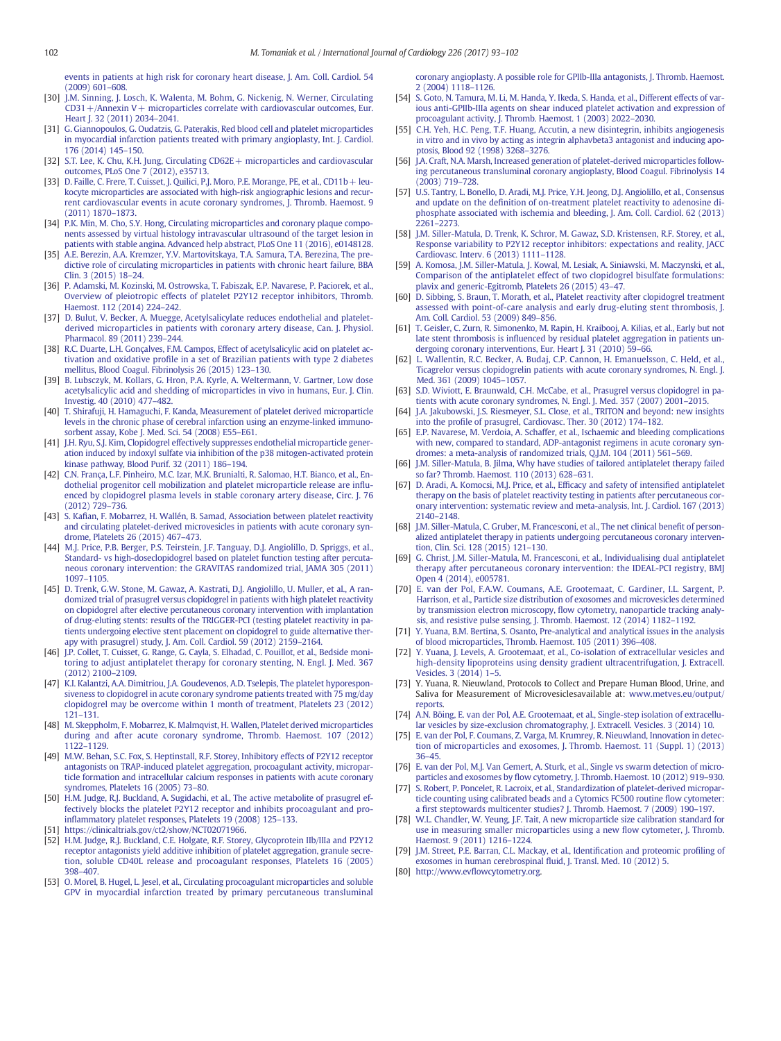events in patients at high risk for coronary heart disease, J. Am. Coll. Cardiol. 54 (2009) 601–608.

[30] J.M. Sinning, J. Losch, K. Walenta, M. Bohm, G. Nickenig, N. Werner, Circulating CD31+/Annexin V+ microparticles correlate with cardiovascular outcomes, Eur. Heart J. 32 (2011) 2034–2041.

[31] G. Giannopoulos, G. Oudatzis, G. Paterakis, Red blood cell and platelet microparticles in myocardial infarction patients treated with primary angioplasty, Int. J. Cardiol. 176 (2014) 145–150.

[32] S.T. Lee, K. Chu, K.H. Jung, Circulating CD62E+ microparticles and cardiovascular outcomes, PLoS One 7 (2012), e35713.

[33] D. Faille, C. Frere, T. Cuisset, J. Quilici, P.J. Moro, P.E. Morange, PE, et al., CD11b+ leukocyte microparticles are associated with high-risk angiographic lesions and recurrent cardiovascular events in acute coronary syndromes, J. Thromb. Haemost. 9 (2011) 1870–1873.

[34] P.K. Min, M. Cho, S.Y. Hong, Circulating microparticles and coronary plaque components assessed by virtual histology intravascular ultrasound of the target lesion in patients with stable angina. Advanced help abstract, PLoS One 11 (2016), e0148128.

[35] A.E. Berezin, A.A. Kremzer, Y.V. Martovitskaya, T.A. Samura, T.A. Berezina, The predictive role of circulating microparticles in patients with chronic heart failure, BBA Clin. 3 (2015) 18–24.

[36] P. Adamski, M. Kozinski, M. Ostrowska, T. Fabiszak, E.P. Navarese, P. Paciorek, et al., Overview of pleiotropic effects of platelet P2Y12 receptor inhibitors, Thromb. Haemost. 112 (2014) 224–242.

[37] D. Bulut, V. Becker, A. Muegge, Acetylsalicylate reduces endothelial and platelet-derived microparticles in patients with coronary artery disease, Can. J. Physiol. Pharmacol. 89 (2011) 239–244.

[38] R.C. Duarte, L.H. Gonçalves, F.M. Campos, Effect of acetylsalicylic acid on platelet activation and oxidative profile in a set of Brazilian patients with type 2 diabetes mellitus, Blood Coagul. Fibrinolysis 26 (2015) 123–130.

[39] B. Lubsczyk, M. Kollars, G. Hron, P.A. Kyrle, A. Weltermann, V. Gartner, Low dose acetylsalicylic acid and shedding of microparticles in vivo in humans, Eur. J. Clin. Investig. 40 (2010) 477–482.

[40] T. Shirafuji, H. Hamaguchi, F. Kanda, Measurement of platelet derived microparticle levels in the chronic phase of cerebral infarction using an enzyme-linked immunosorbent assay, Kobe J. Med. Sci. 54 (2008) E55–E61.

[41] J.H. Ryu, S.J. Kim, Clopidogrel effectively suppresses endothelial microparticle generation induced by indoxyl sulfate via inhibition of the p38 mitogen-activated protein kinase pathway, Blood Purif. 32 (2011) 186–194.

[42] C.N. França, L.F. Pinheiro, M.C. Izar, M.K. Brunialti, R. Salomao, H.T. Bianco, et al., Endothelial progenitor cell mobilization and platelet microparticle release are influenced by clopidogrel plasma levels in stable coronary artery disease, Circ. J. 76 (2012) 729–736.

[43] S. Kafian, F. Mobarrez, H. Wallén, B. Samad, Association between platelet reactivity and circulating platelet-derived microvesicles in patients with acute coronary syndrome, Platelets 26 (2015) 467–473.

[44] M.J. Price, P.B. Berger, P.S. Teirstein, J.F. Tanguay, D.J. Angiolillo, D. Spriggs, et al., Standard- vs high-doseclopidogrel based on platelet function testing after percutaneous coronary intervention: the GRAVITAS randomized trial, JAMA 305 (2011) 1097–1105.

[45] D. Trenk, G.W. Stone, M. Gawaz, A. Kastrati, D.J. Angiolillo, U. Muller, et al., A randomized trial of prasugrel versus clopidogrel in patients with high platelet reactivity on clopidogrel after elective percutaneous coronary intervention with implantation of drug-eluting stents: results of the TRIGGER-PCI (testing platelet reactivity in patients undergoing elective stent placement on clopidogrel to guide alternative therapy with prasugrel) study, J. Am. Coll. Cardiol. 59 (2012) 2159–2164.

[46] J.P. Collet, T. Cuisset, G. Range, G. Cayla, S. Elhadad, C. Pouillot, et al., Bedside monitoring to adjust antiplatelet therapy for coronary stenting, N. Engl. J. Med. 367 (2012) 2100–2109.

[47] K.I. Kalantzi, A.A. Dimitriou, J.A. Goudevenos, A.D. Tselepis, The platelet hyporesponsiveness to clopidogrel in acute coronary syndrome patients treated with 75 mg/day clopidogrel may be overcome within 1 month of treatment, Platelets 23 (2012) 121–131.

[48] M. Skeppholm, F. Mobarrez, K. Malmqvist, H. Wallen, Platelet derived microparticles during and after acute coronary syndrome, Thromb. Haemost. 107 (2012) 1122–1129.

[49] M.W. Behan, S.C. Fox, S. Heptinstall, R.F. Storey, Inhibitory effects of P2Y12 receptor antagonists on TRAP-induced platelet aggregation, procoagulant activity, microparticle formation and intracellular calcium responses in patients with acute coronary syndromes, Platelets 16 (2005) 73–80.

[50] H.M. Judge, R.J. Buckland, A. Sugidachi, et al., The active metabolite of prasugrel effectively blocks the platelet P2Y12 receptor and inhibits procoagulant and pro-inflammatory platelet responses, Platelets 19 (2008) 125–133.

[51] https://clinicaltrials.gov/ct2/show/NCT02071966.

[52] H.M. Judge, R.J. Buckland, C.E. Holgate, R.F. Storey, Glycoprotein IIb/IIIa and P2Y12 receptor antagonists yield additive inhibition of platelet aggregation, granule secretion, soluble CD40L release and procoagulant responses, Platelets 16 (2005) 398–407.

[53] O. Morel, B. Hugel, L. Jesel, et al., Circulating procoagulant microparticles and soluble GPV in myocardial infarction treated by primary percutaneous transluminal coronary angioplasty. A possible role for GPIIb-IIIa antagonists, J. Thromb. Haemost. 2 (2004) 1118–1126.

[54] S. Goto, N. Tamura, M. Li, M. Handa, Y. Ikeda, S. Handa, et al., Different effects of various anti-GPIIb-IIIa agents on shear induced platelet activation and expression of procoagulant activity, J. Thromb. Haemost. 1 (2003) 2022–2030.

[55] C.H. Yeh, H.C. Peng, T.F. Huang, Accutin, a new disintegrin, inhibits angiogenesis in vitro and in vivo by acting as integrin alphavbeta3 antagonist and inducing apoptosis, Blood 92 (1998) 3268–3276.

[56] J.A. Craft, N.A. Marsh, Increased generation of platelet-derived microparticles following percutaneous transluminal coronary angioplasty, Blood Coagul. Fibrinolysis 14 (2003) 719–728.

[57] U.S. Tantry, L. Bonello, D. Aradi, M.J. Price, Y.H. Jeong, D.J. Angiolillo, et al., Consensus and update on the definition of on-treatment platelet reactivity to adenosine diphosphate associated with ischemia and bleeding, J. Am. Coll. Cardiol. 62 (2013) 2261–2273.

[58] J.M. Siller-Matula, D. Trenk, K. Schror, M. Gawaz, S.D. Kristensen, R.F. Storey, et al., Response variability to P2Y12 receptor inhibitors: expectations and reality, JACC Cardiovasc. Interv. 6 (2013) 1111–1128.

[59] A. Komosa, J.M. Siller-Matula, J. Kowal, M. Lesiak, A. Siniawski, M. Maczynski, et al., Comparison of the antiplatelet effect of two clopidogrel bisulfate formulations: plavix and generic-Egitromb, Platelets 26 (2015) 43–47.

[60] D. Sibbing, S. Braun, T. Morath, et al., Platelet reactivity after clopidogrel treatment assessed with point-of-care analysis and early drug-eluting stent thrombosis, J. Am. Coll. Cardiol. 53 (2009) 849–856.

[61] T. Geisler, C. Zurn, R. Simonenko, M. Rapin, H. Kraibooj, A. Kilias, et al., Early but not late stent thrombosis is influenced by residual platelet aggregation in patients undergoing coronary interventions, Eur. Heart J. 31 (2010) 59–66.

[62] L. Wallentin, R.C. Becker, A. Budaj, C.P. Cannon, H. Emanuelsson, C. Held, et al., Ticagrelor versus clopidogrelin patients with acute coronary syndromes, N. Engl. J. Med. 361 (2009) 1045–1057.

[63] S.D. Wiviott, E. Braunwald, C.H. McCabe, et al., Prasugrel versus clopidogrel in patients with acute coronary syndromes, N. Engl. J. Med. 357 (2007) 2001–2015.

[64] J.A. Jakubowski, J.S. Riesmeyer, S.L. Close, et al., TRITON and beyond: new insights into the profile of prasugrel, Cardiovasc. Ther. 30 (2012) 174–182.

[65] E.P. Navarese, M. Verdoia, A. Schaffer, et al., Ischaemic and bleeding complications with new, compared to standard, ADP-antagonist regimens in acute coronary syndromes: a meta-analysis of randomized trials, Q.J.M. 104 (2011) 561–569.

[66] J.M. Siller-Matula, B. Jilma, Why have studies of tailored antiplatelet therapy failed so far? Thromb. Haemost. 110 (2013) 628–631.

[67] D. Aradi, A. Komocsi, M.J. Price, et al., Efficacy and safety of intensified antiplatelet therapy on the basis of platelet reactivity testing in patients after percutaneous coronary intervention: systematic review and meta-analysis, Int. J. Cardiol. 167 (2013) 2140–2148.

[68] J.M. Siller-Matula, C. Gruber, M. Francesconi, et al., The net clinical benefit of personalized antiplatelet therapy in patients undergoing percutaneous coronary intervention, Clin. Sci. 128 (2015) 121–130.

[69] G. Christ, J.M. Siller-Matula, M. Francesconi, et al., Individualising dual antiplatelet therapy after percutaneous coronary intervention: the IDEAL-PCI registry, BMJ Open 4 (2014), e005781.

[70] E. van der Pol, F.A.W. Coumans, A.E. Grootemaat, C. Gardiner, I.L. Sargent, P. Harrison, et al., Particle size distribution of exosomes and microvesicles determined by transmission electron microscopy, flow cytometry, nanoparticle tracking analysis, and resistive pulse sensing, J. Thromb. Haemost. 12 (2014) 1182–1192.

[71] Y. Yuana, B.M. Bertina, S. Osanto, Pre-analytical and analytical issues in the analysis of blood microparticles, Thromb. Haemost. 105 (2011) 396–408.

[72] Y. Yuana, J. Levels, A. Grootemaat, et al., Co-isolation of extracellular vesicles and high-density lipoproteins using density gradient ultracentrifugation, J. Extracell. Vesicles. 3 (2014) 1–5.

[73] Y. Yuana, R. Nieuwland, Protocols to Collect and Prepare Human Blood, Urine, and Saliva for Measurement of Microvesiclesavailable at: www.metves.eu/output/reports.

[74] A.N. Böing, E. van der Pol, A.E. Grootemaat, et al., Single-step isolation of extracellular vesicles by size-exclusion chromatography, J. Extracell. Vesicles. 3 (2014) 10.

[75] E. van der Pol, F. Coumans, Z. Varga, M. Krumrey, R. Nieuwland, Innovation in detection of microparticles and exosomes, J. Thromb. Haemost. 11 (Suppl. 1) (2013) 36–45.

[76] E. van der Pol, M.J. Van Gemert, A. Sturk, et al., Single vs swarm detection of microparticles and exosomes by flow cytometry, J. Thromb. Haemost. 10 (2012) 919–930.

[77] S. Robert, P. Poncelet, R. Lacroix, et al., Standardization of platelet-derived microparticle counting using calibrated beads and a Cytomics FC500 routine flow cytometer: a first steptowards multicenter studies? J. Thromb. Haemost. 7 (2009) 190–197.

[78] W.L. Chandler, W. Yeung, J.F. Tait, A new microparticle size calibration standard for use in measuring smaller microparticles using a new flow cytometer, J. Thromb. Haemost. 9 (2011) 1216–1224.

[79] J.M. Street, P.E. Barran, C.L. Mackay, et al., Identification and proteomic profiling of exosomes in human cerebrospinal fluid, J. Transl. Med. 10 (2012) 5.

[80] http://www.evflowcytometry.org.